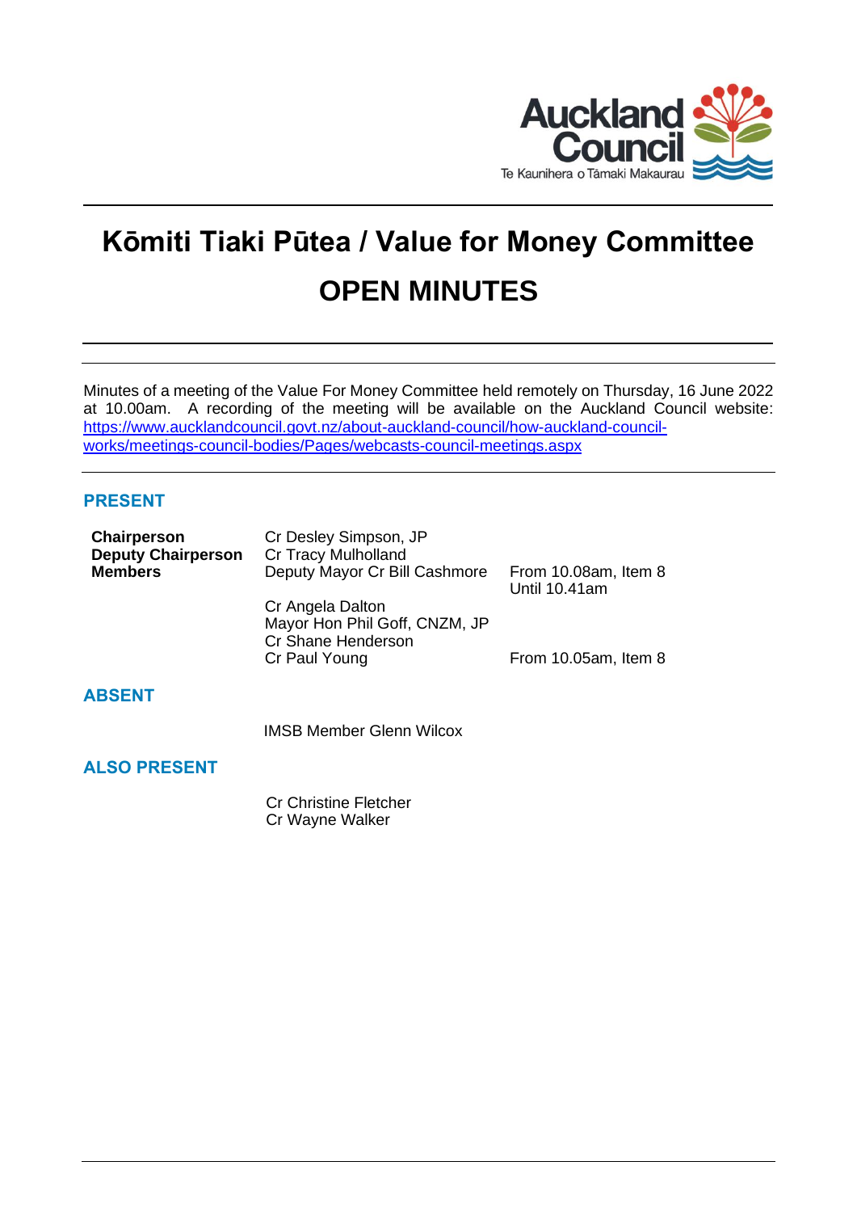# Kōmiti Tiaki Pūtea / Value for Money Committee

# OPEN MINUTES

Minutes of a meeting of the Value For Money Committee held remotely on Thursday, 16 June 2022 at 10.00am. A recording of the meeting will be available on the Auckland Council website: [https://www.aucklandcouncil.govt.nz/about-auckland-council/how-auckland-council-works/meetings-council-bodies/Pages/webcasts-council-meetings.aspx](https://www.aucklandcouncil.govt.nz/about-auckland-council/how-auckland-council-works/meetings-council-bodies/Pages/webcasts-council-meetings.aspx)

## PRESENT

| | | |
|---|---|---|
| **Chairperson** | Cr Desley Simpson, JP | |
| **Deputy Chairperson** | Cr Tracy Mulholland | |
| **Members** | Deputy Mayor Cr Bill Cashmore | From 10.08am, Item 8 Until 10.41am |
| | Cr Angela Dalton | |
| | Mayor Hon Phil Goff, CNZM, JP | |
| | Cr Shane Henderson | |
| | Cr Paul Young | From 10.05am, Item 8 |

## ABSENT

IMSB Member Glenn Wilcox

## ALSO PRESENT

Cr Christine Fletcher
Cr Wayne Walker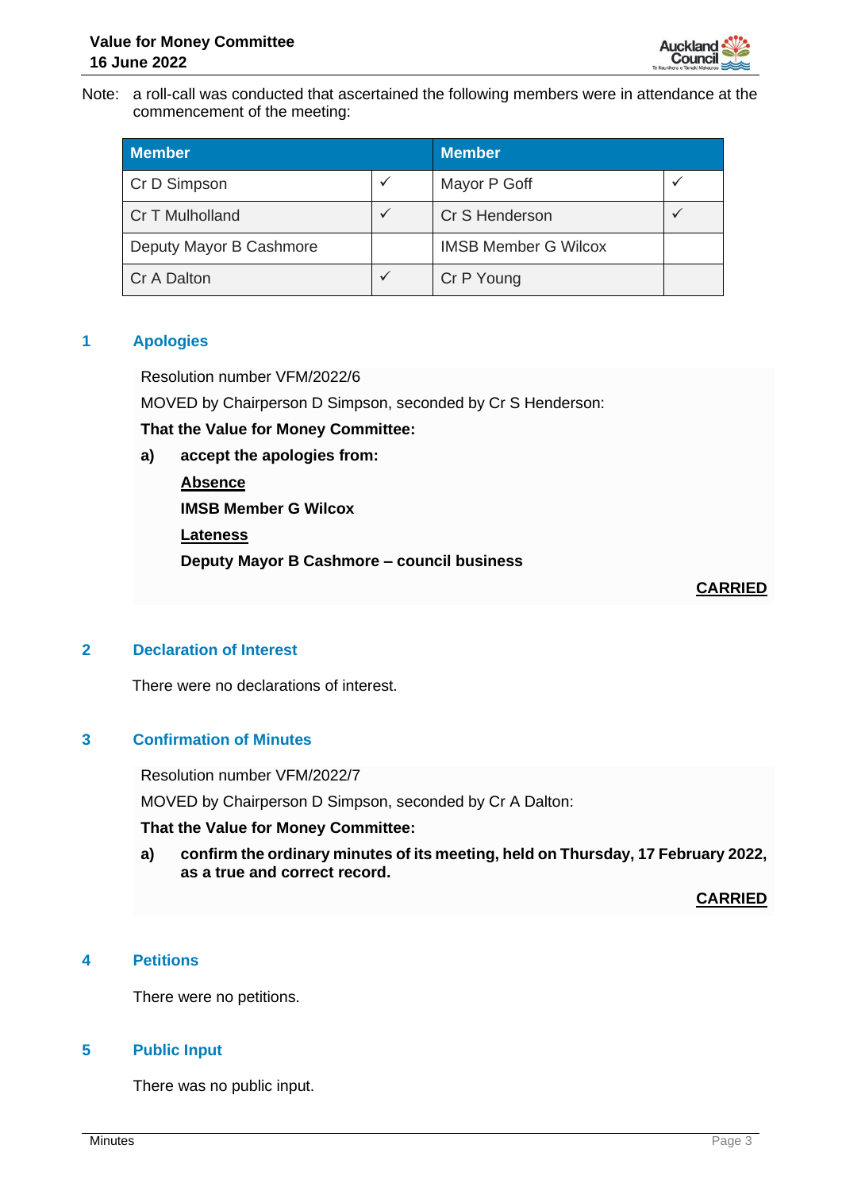Note: a roll-call was conducted that ascertained the following members were in attendance at the commencement of the meeting:

| Member | | Member | |
|---|---|---|---|
| Cr D Simpson | ✓ | Mayor P Goff | ✓ |
| Cr T Mulholland | ✓ | Cr S Henderson | ✓ |
| Deputy Mayor B Cashmore | | IMSB Member G Wilcox | |
| Cr A Dalton | ✓ | Cr P Young | |

## 1 Apologies

Resolution number VFM/2022/6

MOVED by Chairperson D Simpson, seconded by Cr S Henderson:

**That the Value for Money Committee:**

**a) accept the apologies from:**

**Absence**

**IMSB Member G Wilcox**

**Lateness**

**Deputy Mayor B Cashmore – council business**

**CARRIED**

## 2 Declaration of Interest

There were no declarations of interest.

## 3 Confirmation of Minutes

Resolution number VFM/2022/7

MOVED by Chairperson D Simpson, seconded by Cr A Dalton:

**That the Value for Money Committee:**

**a) confirm the ordinary minutes of its meeting, held on Thursday, 17 February 2022, as a true and correct record.**

**CARRIED**

## 4 Petitions

There were no petitions.

## 5 Public Input

There was no public input.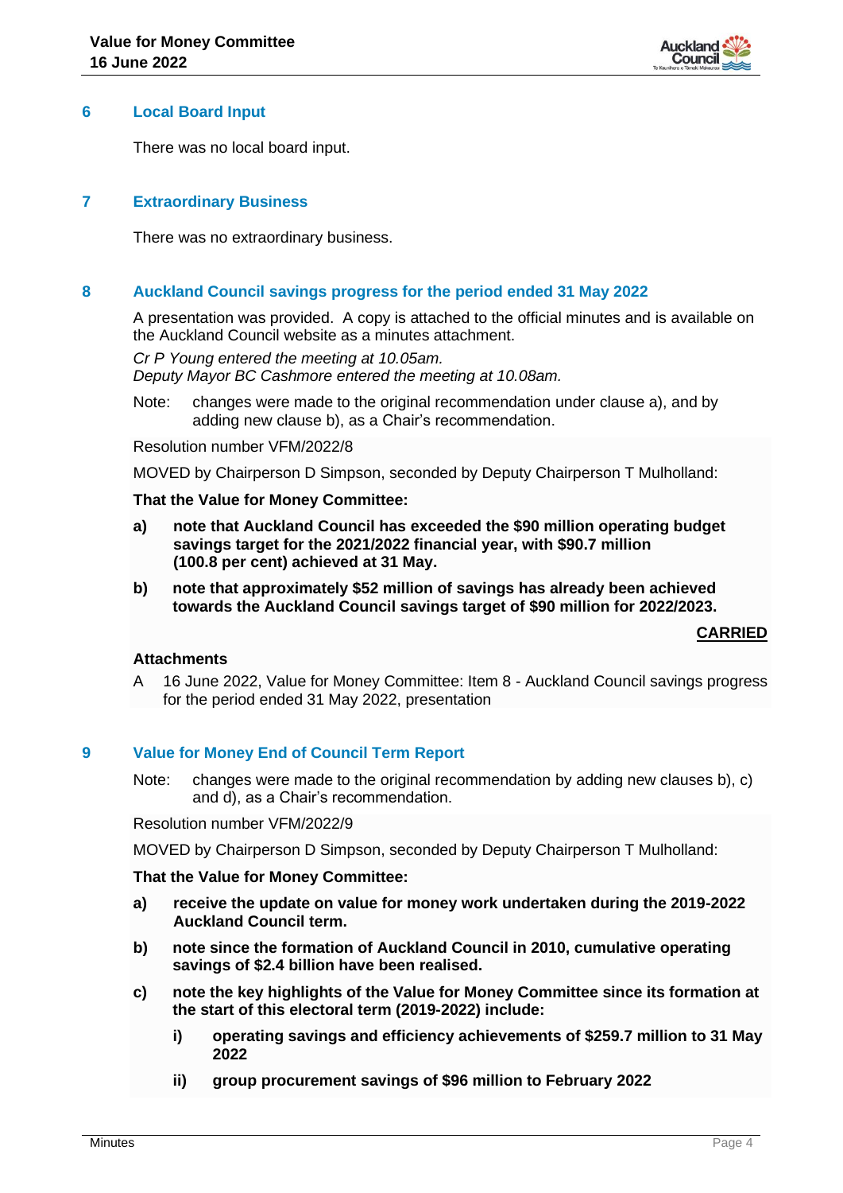## 6 Local Board Input

There was no local board input.

## 7 Extraordinary Business

There was no extraordinary business.

## 8 Auckland Council savings progress for the period ended 31 May 2022

A presentation was provided. A copy is attached to the official minutes and is available on the Auckland Council website as a minutes attachment.

*Cr P Young entered the meeting at 10.05am.*
*Deputy Mayor BC Cashmore entered the meeting at 10.08am.*

Note: changes were made to the original recommendation under clause a), and by adding new clause b), as a Chair's recommendation.

Resolution number VFM/2022/8

MOVED by Chairperson D Simpson, seconded by Deputy Chairperson T Mulholland:

**That the Value for Money Committee:**

**a) note that Auckland Council has exceeded the $90 million operating budget savings target for the 2021/2022 financial year, with $90.7 million (100.8 per cent) achieved at 31 May.**

**b) note that approximately $52 million of savings has already been achieved towards the Auckland Council savings target of $90 million for 2022/2023.**

**CARRIED**

**Attachments**

A 16 June 2022, Value for Money Committee: Item 8 - Auckland Council savings progress for the period ended 31 May 2022, presentation

## 9 Value for Money End of Council Term Report

Note: changes were made to the original recommendation by adding new clauses b), c) and d), as a Chair's recommendation.

Resolution number VFM/2022/9

MOVED by Chairperson D Simpson, seconded by Deputy Chairperson T Mulholland:

**That the Value for Money Committee:**

**a) receive the update on value for money work undertaken during the 2019-2022 Auckland Council term.**

**b) note since the formation of Auckland Council in 2010, cumulative operating savings of $2.4 billion have been realised.**

**c) note the key highlights of the Value for Money Committee since its formation at the start of this electoral term (2019-2022) include:**

**i) operating savings and efficiency achievements of $259.7 million to 31 May 2022**

**ii) group procurement savings of $96 million to February 2022**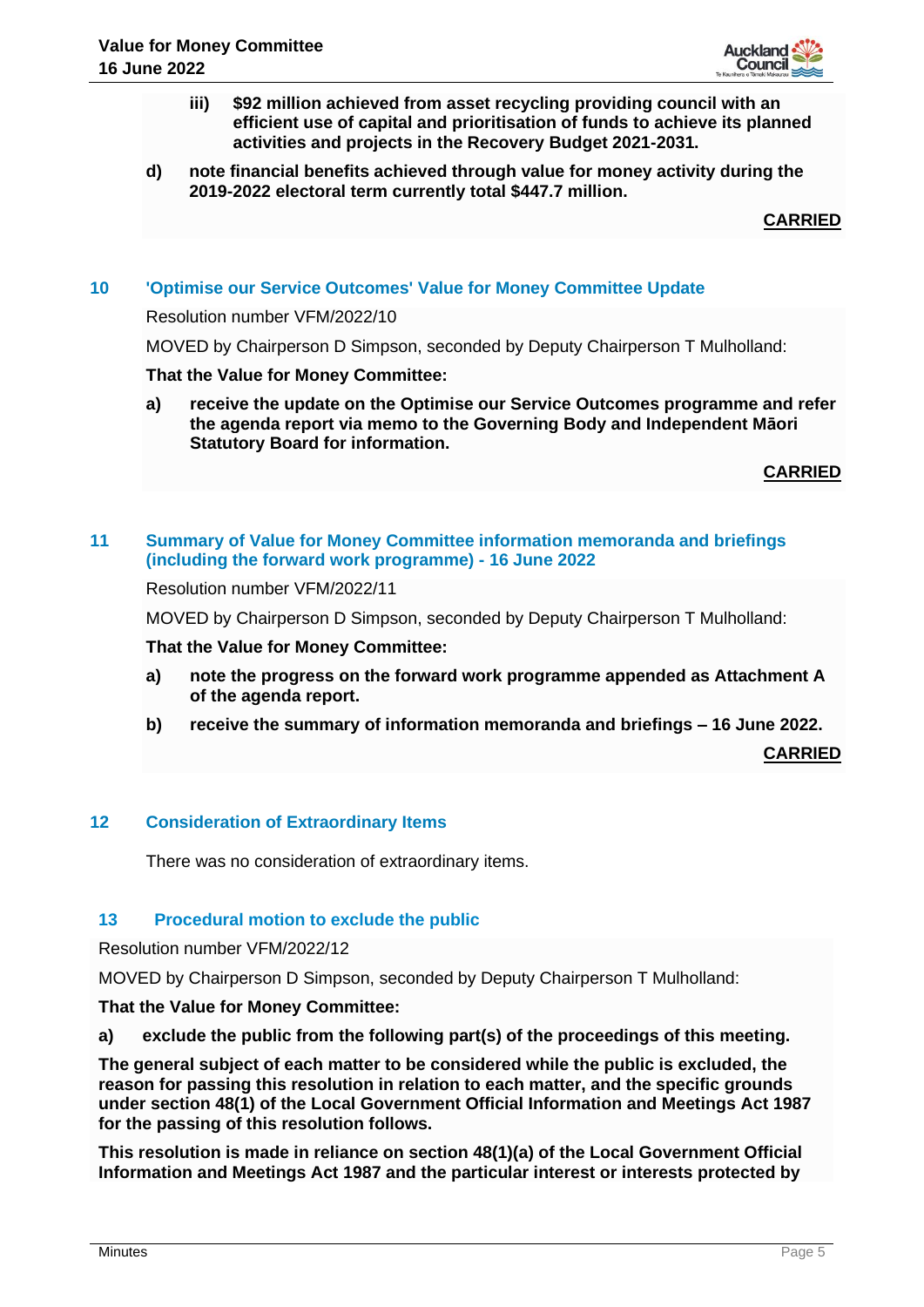**iii) $92 million achieved from asset recycling providing council with an efficient use of capital and prioritisation of funds to achieve its planned activities and projects in the Recovery Budget 2021-2031.**

**d) note financial benefits achieved through value for money activity during the 2019-2022 electoral term currently total $447.7 million.**

**CARRIED**

## 10 'Optimise our Service Outcomes' Value for Money Committee Update

Resolution number VFM/2022/10

MOVED by Chairperson D Simpson, seconded by Deputy Chairperson T Mulholland:

**That the Value for Money Committee:**

**a) receive the update on the Optimise our Service Outcomes programme and refer the agenda report via memo to the Governing Body and Independent Māori Statutory Board for information.**

**CARRIED**

## 11 Summary of Value for Money Committee information memoranda and briefings (including the forward work programme) - 16 June 2022

Resolution number VFM/2022/11

MOVED by Chairperson D Simpson, seconded by Deputy Chairperson T Mulholland:

**That the Value for Money Committee:**

**a) note the progress on the forward work programme appended as Attachment A of the agenda report.**

**b) receive the summary of information memoranda and briefings – 16 June 2022.**

**CARRIED**

## 12 Consideration of Extraordinary Items

There was no consideration of extraordinary items.

## 13 Procedural motion to exclude the public

Resolution number VFM/2022/12

MOVED by Chairperson D Simpson, seconded by Deputy Chairperson T Mulholland:

**That the Value for Money Committee:**

**a) exclude the public from the following part(s) of the proceedings of this meeting.**

**The general subject of each matter to be considered while the public is excluded, the reason for passing this resolution in relation to each matter, and the specific grounds under section 48(1) of the Local Government Official Information and Meetings Act 1987 for the passing of this resolution follows.**

**This resolution is made in reliance on section 48(1)(a) of the Local Government Official Information and Meetings Act 1987 and the particular interest or interests protected by**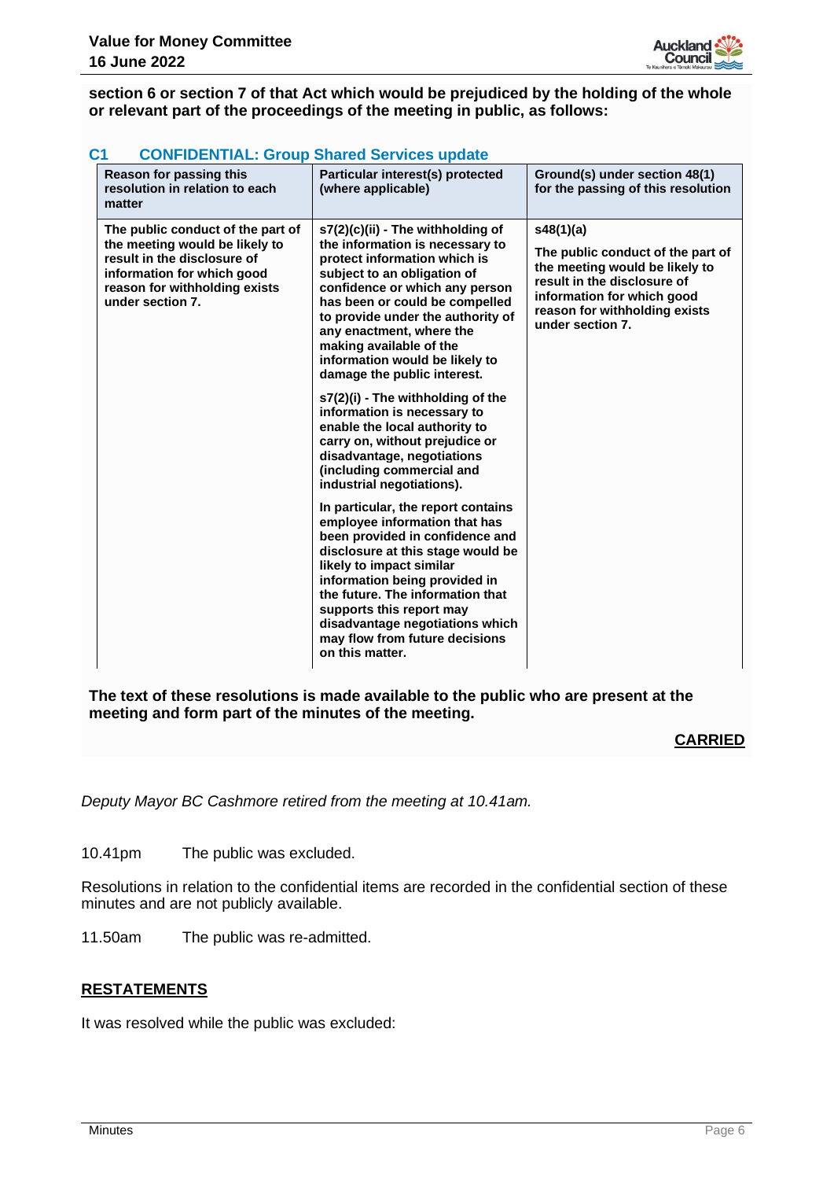**section 6 or section 7 of that Act which would be prejudiced by the holding of the whole or relevant part of the proceedings of the meeting in public, as follows:**

### C1 CONFIDENTIAL: Group Shared Services update

| Reason for passing this resolution in relation to each matter | Particular interest(s) protected (where applicable) | Ground(s) under section 48(1) for the passing of this resolution |
|---|---|---|
| The public conduct of the part of the meeting would be likely to result in the disclosure of information for which good reason for withholding exists under section 7. | s7(2)(c)(ii) - The withholding of the information is necessary to protect information which is subject to an obligation of confidence or which any person has been or could be compelled to provide under the authority of any enactment, where the making available of the information would be likely to damage the public interest.<br><br>s7(2)(i) - The withholding of the information is necessary to enable the local authority to carry on, without prejudice or disadvantage, negotiations (including commercial and industrial negotiations).<br><br>In particular, the report contains employee information that has been provided in confidence and disclosure at this stage would be likely to impact similar information being provided in the future. The information that supports this report may disadvantage negotiations which may flow from future decisions on this matter. | s48(1)(a)<br><br>The public conduct of the part of the meeting would be likely to result in the disclosure of information for which good reason for withholding exists under section 7. |

**The text of these resolutions is made available to the public who are present at the meeting and form part of the minutes of the meeting.**

**CARRIED**

*Deputy Mayor BC Cashmore retired from the meeting at 10.41am.*

10.41pm The public was excluded.

Resolutions in relation to the confidential items are recorded in the confidential section of these minutes and are not publicly available.

11.50am The public was re-admitted.

## RESTATEMENTS

It was resolved while the public was excluded: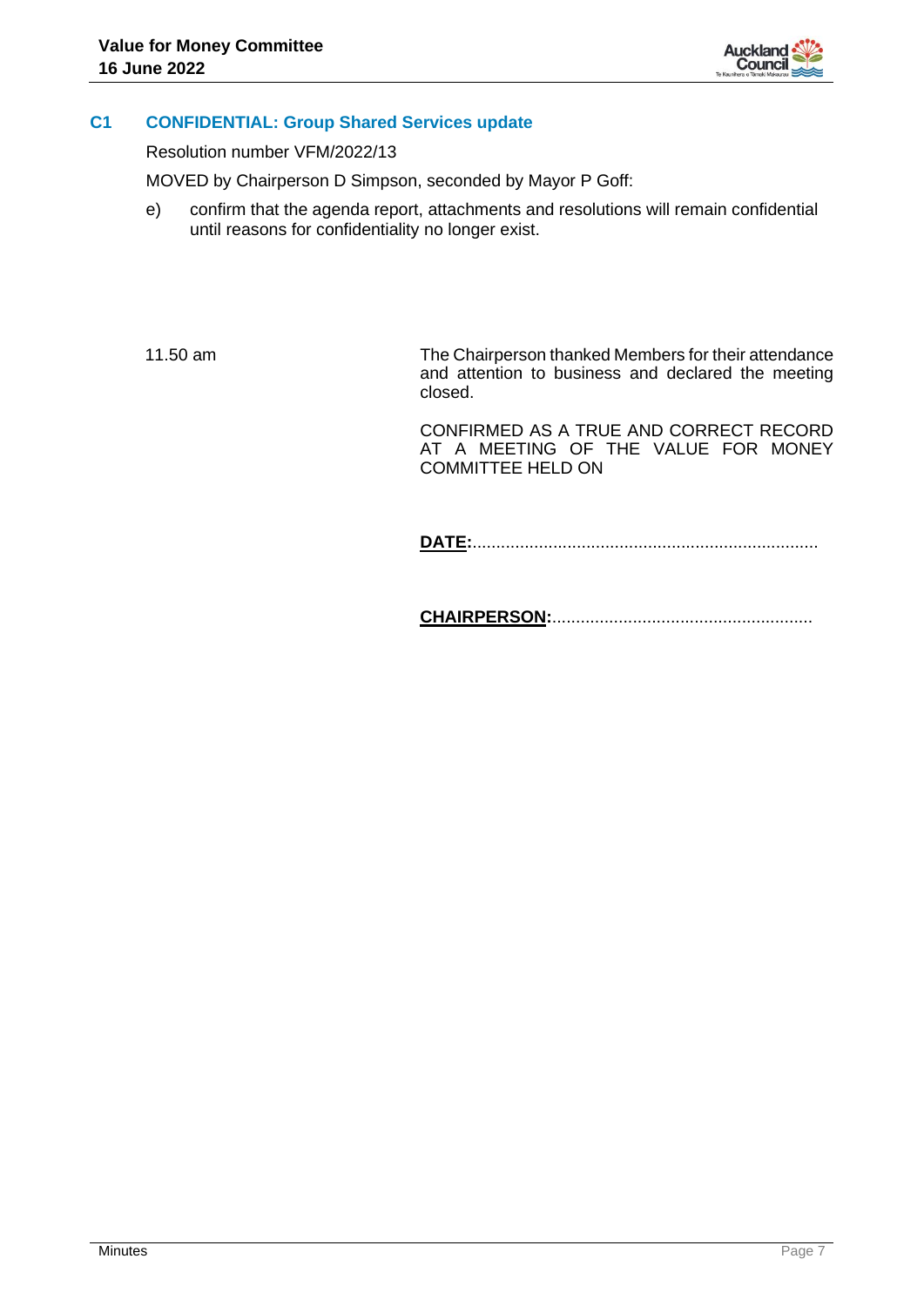## C1 CONFIDENTIAL: Group Shared Services update

Resolution number VFM/2022/13

MOVED by Chairperson D Simpson, seconded by Mayor P Goff:

e) confirm that the agenda report, attachments and resolutions will remain confidential until reasons for confidentiality no longer exist.

11.50 am

The Chairperson thanked Members for their attendance and attention to business and declared the meeting closed.

CONFIRMED AS A TRUE AND CORRECT RECORD AT A MEETING OF THE VALUE FOR MONEY COMMITTEE HELD ON

**DATE:**.........................................................................

**CHAIRPERSON:**.......................................................